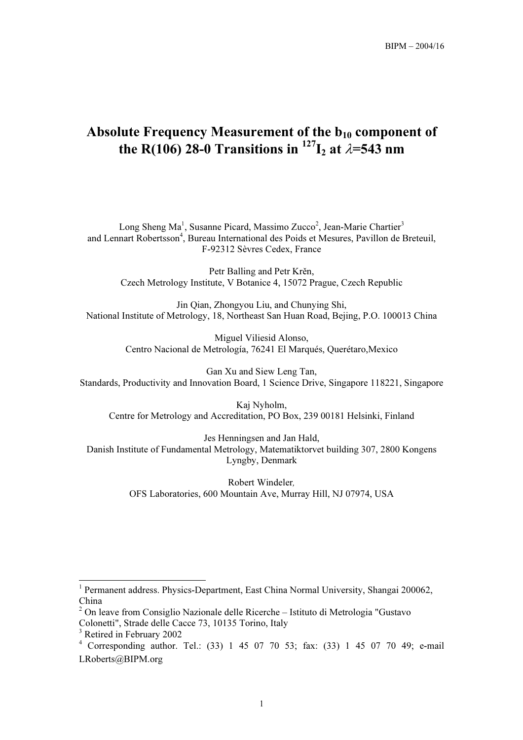BIPM – 2004/16

# Absolute Frequency Measurement of the $b_{10}$ component of the R(106) 28-0 Transitions in $^{127}I_2$ at $\lambda$=543 nm

Long Sheng Ma[1], Susanne Picard, Massimo Zucco[2], Jean-Marie Chartier[3] and Lennart Robertsson[4], Bureau International des Poids et Mesures, Pavillon de Breteuil, F-92312 Sèvres Cedex, France

Petr Balling and Petr Krěn, Czech Metrology Institute, V Botanice 4, 15072 Prague, Czech Republic

Jin Qian, Zhongyou Liu, and Chunying Shi, National Institute of Metrology, 18, Northeast San Huan Road, Bejing, P.O. 100013 China

Miguel Viliesid Alonso, Centro Nacional de Metrología, 76241 El Marqués, Querétaro,Mexico

Gan Xu and Siew Leng Tan, Standards, Productivity and Innovation Board, 1 Science Drive, Singapore 118221, Singapore

Kaj Nyholm, Centre for Metrology and Accreditation, PO Box, 239 00181 Helsinki, Finland

Jes Henningsen and Jan Hald, Danish Institute of Fundamental Metrology, Matematiktorvet building 307, 2800 Kongens Lyngby, Denmark

Robert Windeler, OFS Laboratories, 600 Mountain Ave, Murray Hill, NJ 07974, USA

---

[1] Permanent address. Physics-Department, East China Normal University, Shangai 200062, China

[2] On leave from Consiglio Nazionale delle Ricerche – Istituto di Metrologia "Gustavo Colonetti", Strade delle Cacce 73, 10135 Torino, Italy

[3] Retired in February 2002

[4] Corresponding author. Tel.: (33) 1 45 07 70 53; fax: (33) 1 45 07 70 49; e-mail LRoberts@BIPM.org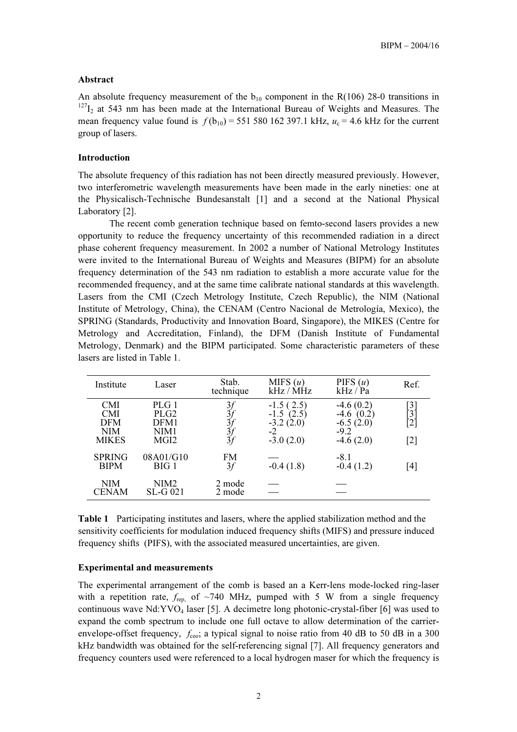### Abstract

An absolute frequency measurement of the $b_{10}$ component in the R(106) 28-0 transitions in $^{127}I_2$ at 543 nm has been made at the International Bureau of Weights and Measures. The mean frequency value found is $f\,(b_{10})$ = 551 580 162 397.1 kHz, $u_c$ = 4.6 kHz for the current group of lasers.

### Introduction

The absolute frequency of this radiation has not been directly measured previously. However, two interferometric wavelength measurements have been made in the early nineties: one at the Physicalisch-Technische Bundesanstalt [1] and a second at the National Physical Laboratory [2].

The recent comb generation technique based on femto-second lasers provides a new opportunity to reduce the frequency uncertainty of this recommended radiation in a direct phase coherent frequency measurement. In 2002 a number of National Metrology Institutes were invited to the International Bureau of Weights and Measures (BIPM) for an absolute frequency determination of the 543 nm radiation to establish a more accurate value for the recommended frequency, and at the same time calibrate national standards at this wavelength. Lasers from the CMI (Czech Metrology Institute, Czech Republic), the NIM (National Institute of Metrology, China), the CENAM (Centro Nacional de Metrología, Mexico), the SPRING (Standards, Productivity and Innovation Board, Singapore), the MIKES (Centre for Metrology and Accreditation, Finland), the DFM (Danish Institute of Fundamental Metrology, Denmark) and the BIPM participated. Some characteristic parameters of these lasers are listed in Table 1.

| Institute | Laser | Stab. technique | MIFS ($u$) kHz / MHz | PIFS ($u$) kHz / Pa | Ref. |
|---|---|---|---|---|---|
| CMI | PLG 1 | $3f$ | -1.5 ( 2.5) | -4.6 (0.2) | [3] |
| CMI | PLG2 | $3f$ | -1.5 (2.5) | -4.6 (0.2) | [3] |
| DFM | DFM1 | $3f$ | -3.2 (2.0) | -6.5 (2.0) | [2] |
| NIM | NIM1 | $3f$ | -2 | -9.2 | |
| MIKES | MGI2 | $3f$ | -3.0 (2.0) | -4.6 (2.0) | [2] |
| SPRING | 08A01/G10 | FM | — | -8.1 | |
| BIPM | BIG 1 | $3f$ | -0.4 (1.8) | -0.4 (1.2) | [4] |
| NIM | NIM2 | 2 mode | — | — | |
| CENAM | SL-G 021 | 2 mode | — | — | |

**Table 1** Participating institutes and lasers, where the applied stabilization method and the sensitivity coefficients for modulation induced frequency shifts (MIFS) and pressure induced frequency shifts (PIFS), with the associated measured uncertainties, are given.

### Experimental and measurements

The experimental arrangement of the comb is based an a Kerr-lens mode-locked ring-laser with a repetition rate, $f_{rep,}$ of ~740 MHz, pumped with 5 W from a single frequency continuous wave $Nd{:}YVO_4$ laser [5]. A decimetre long photonic-crystal-fiber [6] was used to expand the comb spectrum to include one full octave to allow determination of the carrier-envelope-offset frequency, $f_{ceo}$; a typical signal to noise ratio from 40 dB to 50 dB in a 300 kHz bandwidth was obtained for the self-referencing signal [7]. All frequency generators and frequency counters used were referenced to a local hydrogen maser for which the frequency is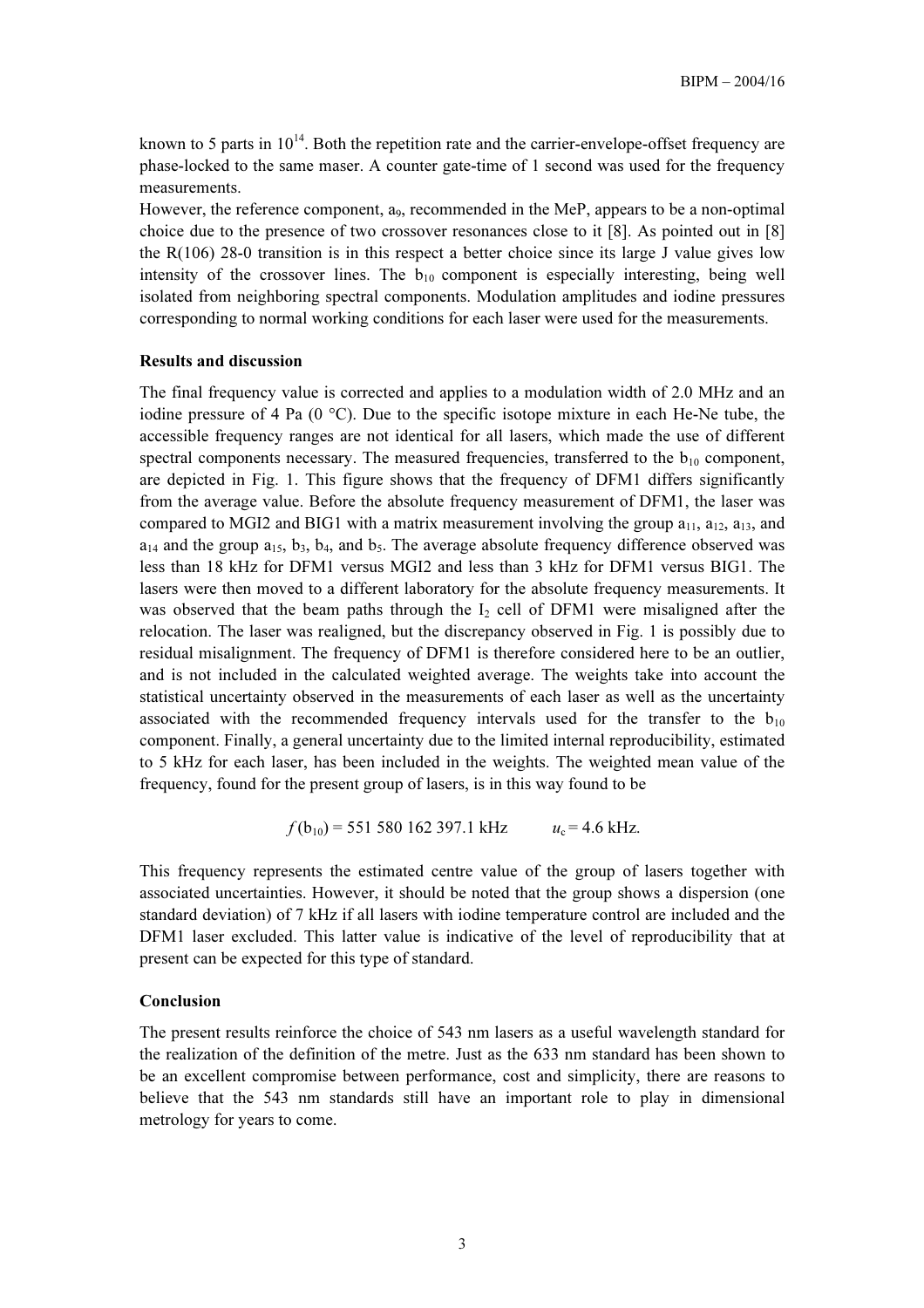known to 5 parts in $10^{14}$. Both the repetition rate and the carrier-envelope-offset frequency are phase-locked to the same maser. A counter gate-time of 1 second was used for the frequency measurements.

However, the reference component, $a_9$, recommended in the MeP, appears to be a non-optimal choice due to the presence of two crossover resonances close to it [8]. As pointed out in [8] the R(106) 28-0 transition is in this respect a better choice since its large J value gives low intensity of the crossover lines. The $b_{10}$ component is especially interesting, being well isolated from neighboring spectral components. Modulation amplitudes and iodine pressures corresponding to normal working conditions for each laser were used for the measurements.

**Results and discussion**

The final frequency value is corrected and applies to a modulation width of 2.0 MHz and an iodine pressure of 4 Pa (0 °C). Due to the specific isotope mixture in each He-Ne tube, the accessible frequency ranges are not identical for all lasers, which made the use of different spectral components necessary. The measured frequencies, transferred to the $b_{10}$ component, are depicted in Fig. 1. This figure shows that the frequency of DFM1 differs significantly from the average value. Before the absolute frequency measurement of DFM1, the laser was compared to MGI2 and BIG1 with a matrix measurement involving the group $a_{11}$, $a_{12}$, $a_{13}$, and $a_{14}$ and the group $a_{15}$, $b_3$, $b_4$, and $b_5$. The average absolute frequency difference observed was less than 18 kHz for DFM1 versus MGI2 and less than 3 kHz for DFM1 versus BIG1. The lasers were then moved to a different laboratory for the absolute frequency measurements. It was observed that the beam paths through the $I_2$ cell of DFM1 were misaligned after the relocation. The laser was realigned, but the discrepancy observed in Fig. 1 is possibly due to residual misalignment. The frequency of DFM1 is therefore considered here to be an outlier, and is not included in the calculated weighted average. The weights take into account the statistical uncertainty observed in the measurements of each laser as well as the uncertainty associated with the recommended frequency intervals used for the transfer to the $b_{10}$ component. Finally, a general uncertainty due to the limited internal reproducibility, estimated to 5 kHz for each laser, has been included in the weights. The weighted mean value of the frequency, found for the present group of lasers, is in this way found to be

$$f(b_{10}) = 551\,580\,162\,397.1 \text{ kHz} \qquad u_c = 4.6 \text{ kHz}.$$

This frequency represents the estimated centre value of the group of lasers together with associated uncertainties. However, it should be noted that the group shows a dispersion (one standard deviation) of 7 kHz if all lasers with iodine temperature control are included and the DFM1 laser excluded. This latter value is indicative of the level of reproducibility that at present can be expected for this type of standard.

**Conclusion**

The present results reinforce the choice of 543 nm lasers as a useful wavelength standard for the realization of the definition of the metre. Just as the 633 nm standard has been shown to be an excellent compromise between performance, cost and simplicity, there are reasons to believe that the 543 nm standards still have an important role to play in dimensional metrology for years to come.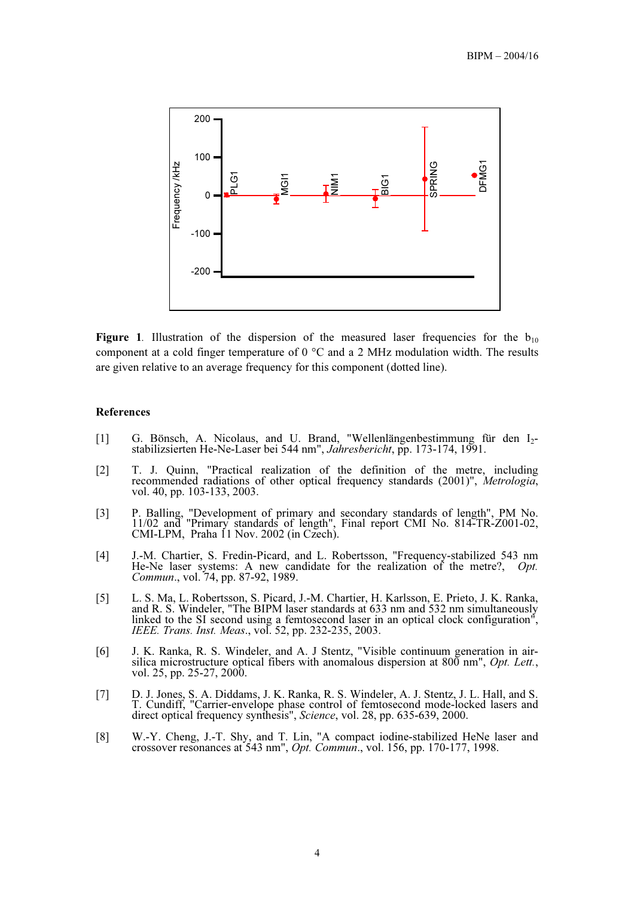Frequency /kHz

200

100

0

-100

-200

PLG1

MGI1

NIM1

BIG1

SPRING

DFMG1

**Figure 1**. Illustration of the dispersion of the measured laser frequencies for the $b_{10}$ component at a cold finger temperature of 0 °C and a 2 MHz modulation width. The results are given relative to an average frequency for this component (dotted line).

**References**

[1] G. Bönsch, A. Nicolaus, and U. Brand, "Wellenlängenbestimmung für den $I_2$-stabilizsierten He-Ne-Laser bei 544 nm", *Jahresbericht*, pp. 173-174, 1991.

[2] T. J. Quinn, "Practical realization of the definition of the metre, including recommended radiations of other optical frequency standards (2001)", *Metrologia*, vol. 40, pp. 103-133, 2003.

[3] P. Balling, "Development of primary and secondary standards of length", PM No. 11/02 and "Primary standards of length", Final report CMI No. 814-TR-Z001-02, CMI-LPM, Praha 11 Nov. 2002 (in Czech).

[4] J.-M. Chartier, S. Fredin-Picard, and L. Robertsson, "Frequency-stabilized 543 nm He-Ne laser systems: A new candidate for the realization of the metre?, *Opt. Commun*., vol. 74, pp. 87-92, 1989.

[5] L. S. Ma, L. Robertsson, S. Picard, J.-M. Chartier, H. Karlsson, E. Prieto, J. K. Ranka, and R. S. Windeler, "The BIPM laser standards at 633 nm and 532 nm simultaneously linked to the SI second using a femtosecond laser in an optical clock configuration", *IEEE. Trans. Inst. Meas*., vol. 52, pp. 232-235, 2003.

[6] J. K. Ranka, R. S. Windeler, and A. J Stentz, "Visible continuum generation in air-silica microstructure optical fibers with anomalous dispersion at 800 nm", *Opt. Lett.*, vol. 25, pp. 25-27, 2000.

[7] D. J. Jones, S. A. Diddams, J. K. Ranka, R. S. Windeler, A. J. Stentz, J. L. Hall, and S. T. Cundiff, "Carrier-envelope phase control of femtosecond mode-locked lasers and direct optical frequency synthesis", *Science*, vol. 28, pp. 635-639, 2000.

[8] W.-Y. Cheng, J.-T. Shy, and T. Lin, "A compact iodine-stabilized HeNe laser and crossover resonances at 543 nm", *Opt. Commun*., vol. 156, pp. 170-177, 1998.